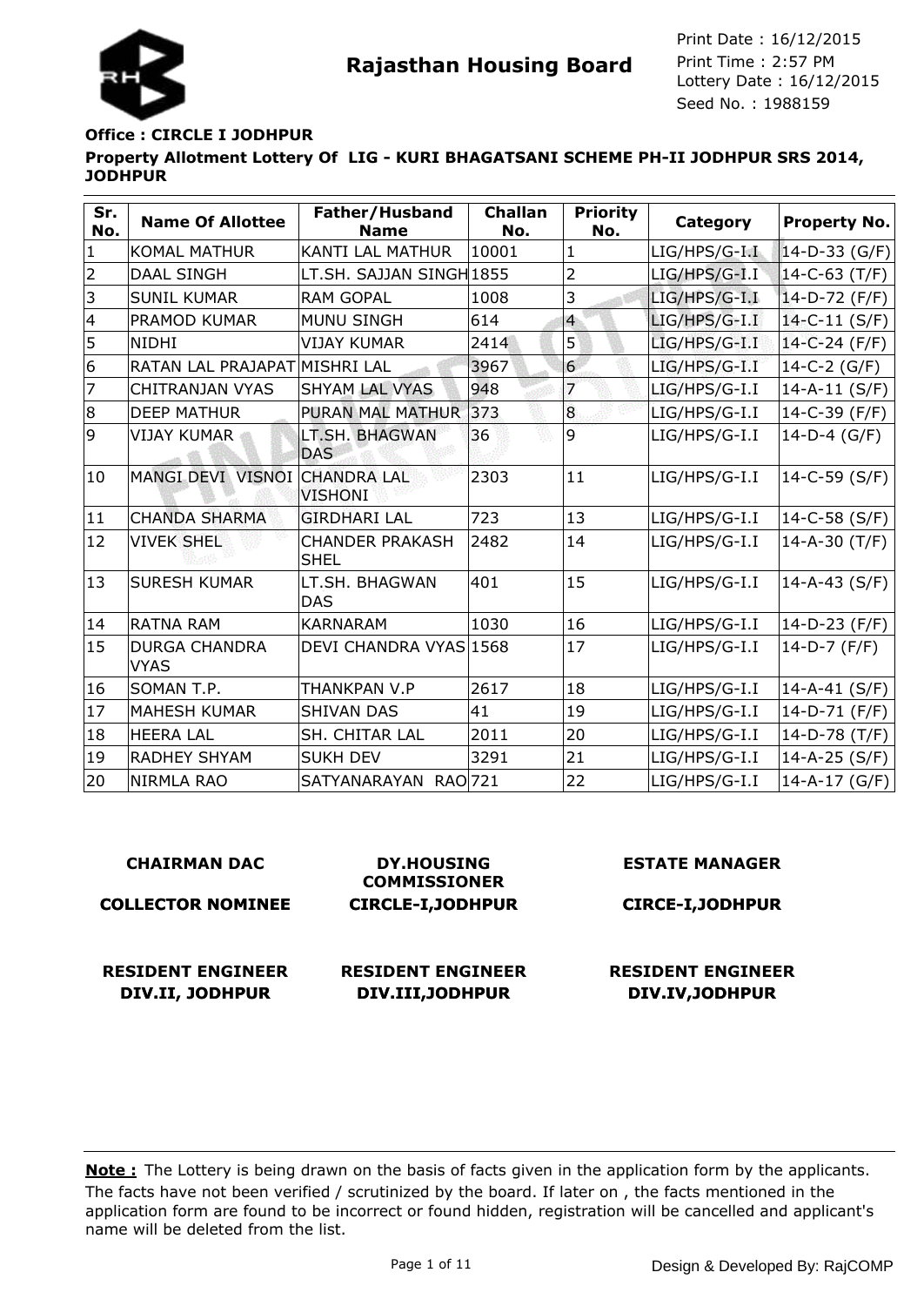# Rajasthan Housing Board

Print Date : 16/12/2015
Print Time : 2:57 PM
Lottery Date : 16/12/2015
Seed No. : 1988159

**Office : CIRCLE I JODHPUR**

**Property Allotment Lottery Of LIG - KURI BHAGATSANI SCHEME PH-II JODHPUR SRS 2014, JODHPUR**

| Sr. No. | Name Of Allottee | Father/Husband Name | Challan No. | Priority No. | Category | Property No. |
|---|---|---|---|---|---|---|
| 1 | KOMAL MATHUR | KANTI LAL MATHUR | 10001 | 1 | LIG/HPS/G-I.I | 14-D-33 (G/F) |
| 2 | DAAL SINGH | LT.SH. SAJJAN SINGH | 1855 | 2 | LIG/HPS/G-I.I | 14-C-63 (T/F) |
| 3 | SUNIL KUMAR | RAM GOPAL | 1008 | 3 | LIG/HPS/G-I.I | 14-D-72 (F/F) |
| 4 | PRAMOD KUMAR | MUNU SINGH | 614 | 4 | LIG/HPS/G-I.I | 14-C-11 (S/F) |
| 5 | NIDHI | VIJAY KUMAR | 2414 | 5 | LIG/HPS/G-I.I | 14-C-24 (F/F) |
| 6 | RATAN LAL PRAJAPAT | MISHRI LAL | 3967 | 6 | LIG/HPS/G-I.I | 14-C-2 (G/F) |
| 7 | CHITRANJAN VYAS | SHYAM LAL VYAS | 948 | 7 | LIG/HPS/G-I.I | 14-A-11 (S/F) |
| 8 | DEEP MATHUR | PURAN MAL MATHUR | 373 | 8 | LIG/HPS/G-I.I | 14-C-39 (F/F) |
| 9 | VIJAY KUMAR | LT.SH. BHAGWAN DAS | 36 | 9 | LIG/HPS/G-I.I | 14-D-4 (G/F) |
| 10 | MANGI DEVI VISNOI | CHANDRA LAL VISHONI | 2303 | 11 | LIG/HPS/G-I.I | 14-C-59 (S/F) |
| 11 | CHANDA SHARMA | GIRDHARI LAL | 723 | 13 | LIG/HPS/G-I.I | 14-C-58 (S/F) |
| 12 | VIVEK SHEL | CHANDER PRAKASH SHEL | 2482 | 14 | LIG/HPS/G-I.I | 14-A-30 (T/F) |
| 13 | SURESH KUMAR | LT.SH. BHAGWAN DAS | 401 | 15 | LIG/HPS/G-I.I | 14-A-43 (S/F) |
| 14 | RATNA RAM | KARNARAM | 1030 | 16 | LIG/HPS/G-I.I | 14-D-23 (F/F) |
| 15 | DURGA CHANDRA VYAS | DEVI CHANDRA VYAS | 1568 | 17 | LIG/HPS/G-I.I | 14-D-7 (F/F) |
| 16 | SOMAN T.P. | THANKPAN V.P | 2617 | 18 | LIG/HPS/G-I.I | 14-A-41 (S/F) |
| 17 | MAHESH KUMAR | SHIVAN DAS | 41 | 19 | LIG/HPS/G-I.I | 14-D-71 (F/F) |
| 18 | HEERA LAL | SH. CHITAR LAL | 2011 | 20 | LIG/HPS/G-I.I | 14-D-78 (T/F) |
| 19 | RADHEY SHYAM | SUKH DEV | 3291 | 21 | LIG/HPS/G-I.I | 14-A-25 (S/F) |
| 20 | NIRMLA RAO | SATYANARAYAN RAO | 721 | 22 | LIG/HPS/G-I.I | 14-A-17 (G/F) |

**CHAIRMAN DAC**
**COLLECTOR NOMINEE**

**DY.HOUSING COMMISSIONER**
**CIRCLE-I,JODHPUR**

**ESTATE MANAGER**
**CIRCE-I,JODHPUR**

**RESIDENT ENGINEER**
**DIV.II, JODHPUR**

**RESIDENT ENGINEER**
**DIV.III,JODHPUR**

**RESIDENT ENGINEER**
**DIV.IV,JODHPUR**

**Note :** The Lottery is being drawn on the basis of facts given in the application form by the applicants. The facts have not been verified / scrutinized by the board. If later on , the facts mentioned in the application form are found to be incorrect or found hidden, registration will be cancelled and applicant's name will be deleted from the list.

Design & Developed By: RajCOMP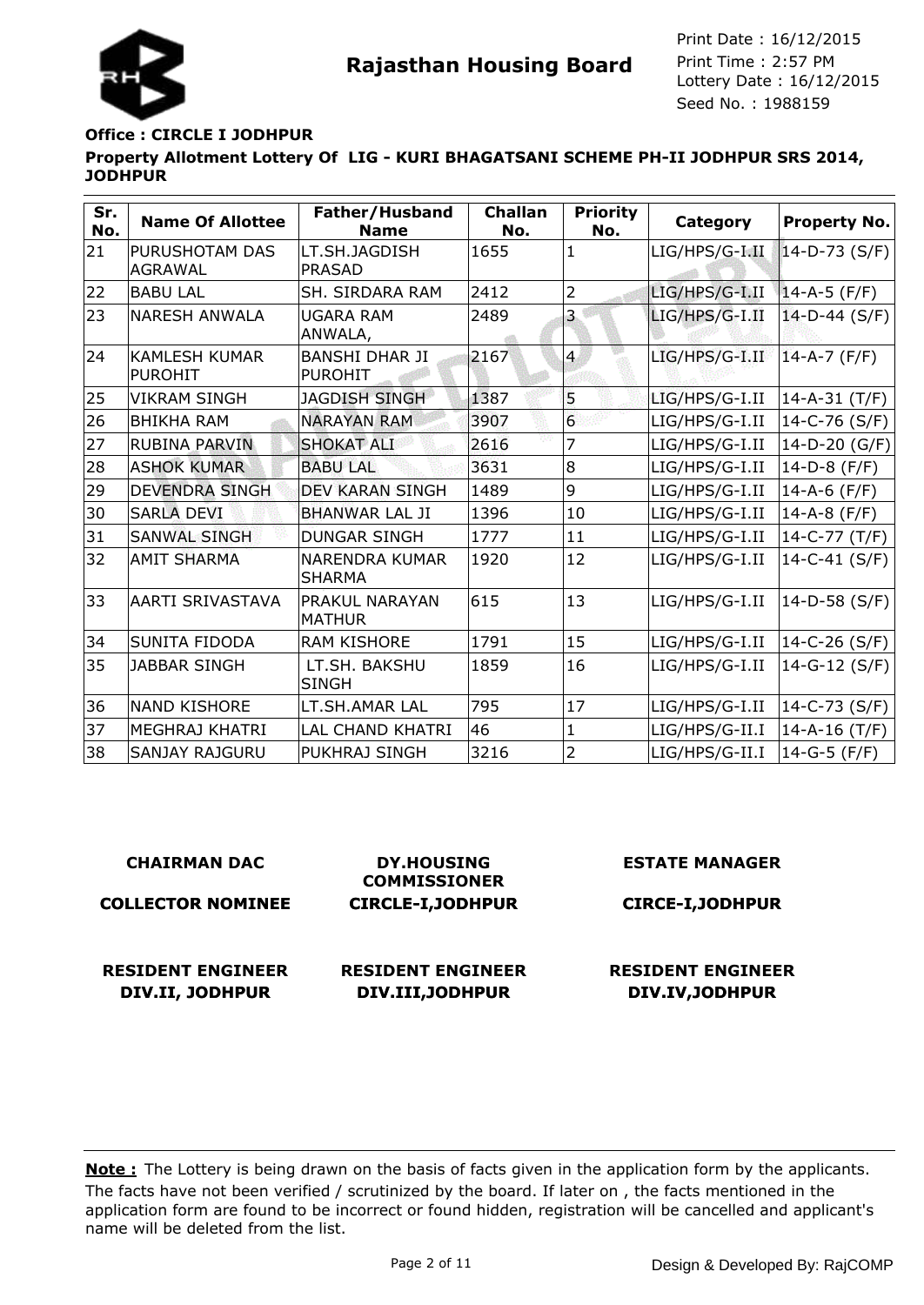Rajasthan Housing Board

Print Date : 16/12/2015
Print Time : 2:57 PM
Lottery Date : 16/12/2015
Seed No. : 1988159

**Office : CIRCLE I JODHPUR**

**Property Allotment Lottery Of LIG - KURI BHAGATSANI SCHEME PH-II JODHPUR SRS 2014, JODHPUR**

| Sr. No. | Name Of Allottee | Father/Husband Name | Challan No. | Priority No. | Category | Property No. |
|---|---|---|---|---|---|---|
| 21 | PURUSHOTAM DAS AGRAWAL | LT.SH.JAGDISH PRASAD | 1655 | 1 | LIG/HPS/G-I.II | 14-D-73 (S/F) |
| 22 | BABU LAL | SH. SIRDARA RAM | 2412 | 2 | LIG/HPS/G-I.II | 14-A-5 (F/F) |
| 23 | NARESH ANWALA | UGARA RAM ANWALA, | 2489 | 3 | LIG/HPS/G-I.II | 14-D-44 (S/F) |
| 24 | KAMLESH KUMAR PUROHIT | BANSHI DHAR JI PUROHIT | 2167 | 4 | LIG/HPS/G-I.II | 14-A-7 (F/F) |
| 25 | VIKRAM SINGH | JAGDISH SINGH | 1387 | 5 | LIG/HPS/G-I.II | 14-A-31 (T/F) |
| 26 | BHIKHA RAM | NARAYAN RAM | 3907 | 6 | LIG/HPS/G-I.II | 14-C-76 (S/F) |
| 27 | RUBINA PARVIN | SHOKAT ALI | 2616 | 7 | LIG/HPS/G-I.II | 14-D-20 (G/F) |
| 28 | ASHOK KUMAR | BABU LAL | 3631 | 8 | LIG/HPS/G-I.II | 14-D-8 (F/F) |
| 29 | DEVENDRA SINGH | DEV KARAN SINGH | 1489 | 9 | LIG/HPS/G-I.II | 14-A-6 (F/F) |
| 30 | SARLA DEVI | BHANWAR LAL JI | 1396 | 10 | LIG/HPS/G-I.II | 14-A-8 (F/F) |
| 31 | SANWAL SINGH | DUNGAR SINGH | 1777 | 11 | LIG/HPS/G-I.II | 14-C-77 (T/F) |
| 32 | AMIT SHARMA | NARENDRA KUMAR SHARMA | 1920 | 12 | LIG/HPS/G-I.II | 14-C-41 (S/F) |
| 33 | AARTI SRIVASTAVA | PRAKUL NARAYAN MATHUR | 615 | 13 | LIG/HPS/G-I.II | 14-D-58 (S/F) |
| 34 | SUNITA FIDODA | RAM KISHORE | 1791 | 15 | LIG/HPS/G-I.II | 14-C-26 (S/F) |
| 35 | JABBAR SINGH | LT.SH. BAKSHU SINGH | 1859 | 16 | LIG/HPS/G-I.II | 14-G-12 (S/F) |
| 36 | NAND KISHORE | LT.SH.AMAR LAL | 795 | 17 | LIG/HPS/G-I.II | 14-C-73 (S/F) |
| 37 | MEGHRAJ KHATRI | LAL CHAND KHATRI | 46 | 1 | LIG/HPS/G-II.I | 14-A-16 (T/F) |
| 38 | SANJAY RAJGURU | PUKHRAJ SINGH | 3216 | 2 | LIG/HPS/G-II.I | 14-G-5 (F/F) |

**CHAIRMAN DAC**

**COLLECTOR NOMINEE**

**DY.HOUSING COMMISSIONER**
**CIRCLE-I,JODHPUR**

**ESTATE MANAGER**

**CIRCE-I,JODHPUR**

**RESIDENT ENGINEER**
**DIV.II, JODHPUR**

**RESIDENT ENGINEER**
**DIV.III,JODHPUR**

**RESIDENT ENGINEER**
**DIV.IV,JODHPUR**

**Note :** The Lottery is being drawn on the basis of facts given in the application form by the applicants. The facts have not been verified / scrutinized by the board. If later on , the facts mentioned in the application form are found to be incorrect or found hidden, registration will be cancelled and applicant's name will be deleted from the list.

Design & Developed By: RajCOMP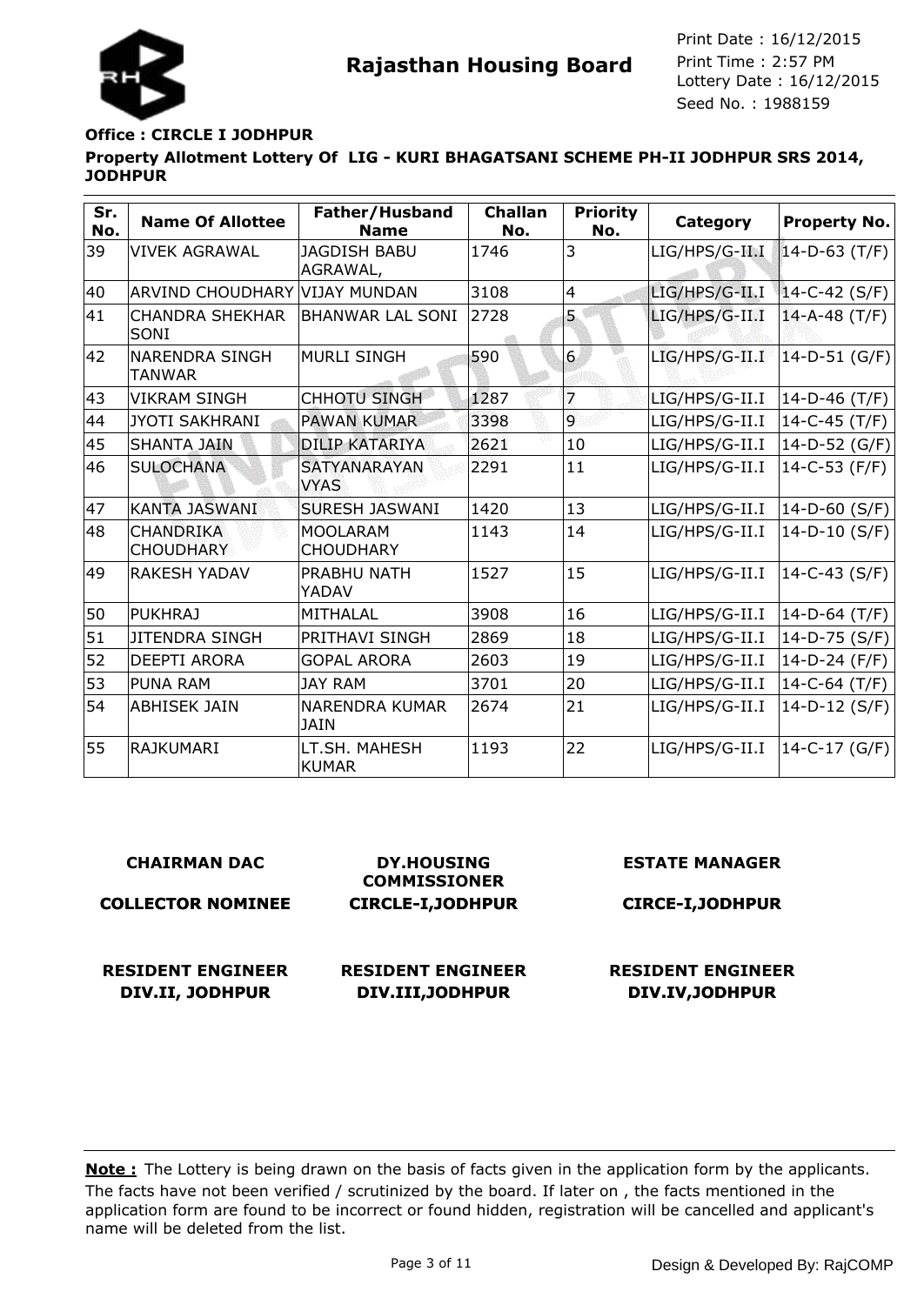**Rajasthan Housing Board**

Print Date : 16/12/2015
Print Time : 2:57 PM
Lottery Date : 16/12/2015
Seed No. : 1988159

**Office : CIRCLE I JODHPUR**

**Property Allotment Lottery Of LIG - KURI BHAGATSANI SCHEME PH-II JODHPUR SRS 2014, JODHPUR**

| Sr. No. | Name Of Allottee | Father/Husband Name | Challan No. | Priority No. | Category | Property No. |
|---|---|---|---|---|---|---|
| 39 | VIVEK AGRAWAL | JAGDISH BABU AGRAWAL, | 1746 | 3 | LIG/HPS/G-II.I | 14-D-63 (T/F) |
| 40 | ARVIND CHOUDHARY | VIJAY MUNDAN | 3108 | 4 | LIG/HPS/G-II.I | 14-C-42 (S/F) |
| 41 | CHANDRA SHEKHAR SONI | BHANWAR LAL SONI | 2728 | 5 | LIG/HPS/G-II.I | 14-A-48 (T/F) |
| 42 | NARENDRA SINGH TANWAR | MURLI SINGH | 590 | 6 | LIG/HPS/G-II.I | 14-D-51 (G/F) |
| 43 | VIKRAM SINGH | CHHOTU SINGH | 1287 | 7 | LIG/HPS/G-II.I | 14-D-46 (T/F) |
| 44 | JYOTI SAKHRANI | PAWAN KUMAR | 3398 | 9 | LIG/HPS/G-II.I | 14-C-45 (T/F) |
| 45 | SHANTA JAIN | DILIP KATARIYA | 2621 | 10 | LIG/HPS/G-II.I | 14-D-52 (G/F) |
| 46 | SULOCHANA | SATYANARAYAN VYAS | 2291 | 11 | LIG/HPS/G-II.I | 14-C-53 (F/F) |
| 47 | KANTA JASWANI | SURESH JASWANI | 1420 | 13 | LIG/HPS/G-II.I | 14-D-60 (S/F) |
| 48 | CHANDRIKA CHOUDHARY | MOOLARAM CHOUDHARY | 1143 | 14 | LIG/HPS/G-II.I | 14-D-10 (S/F) |
| 49 | RAKESH YADAV | PRABHU NATH YADAV | 1527 | 15 | LIG/HPS/G-II.I | 14-C-43 (S/F) |
| 50 | PUKHRAJ | MITHALAL | 3908 | 16 | LIG/HPS/G-II.I | 14-D-64 (T/F) |
| 51 | JITENDRA SINGH | PRITHAVI SINGH | 2869 | 18 | LIG/HPS/G-II.I | 14-D-75 (S/F) |
| 52 | DEEPTI ARORA | GOPAL ARORA | 2603 | 19 | LIG/HPS/G-II.I | 14-D-24 (F/F) |
| 53 | PUNA RAM | JAY RAM | 3701 | 20 | LIG/HPS/G-II.I | 14-C-64 (T/F) |
| 54 | ABHISEK JAIN | NARENDRA KUMAR JAIN | 2674 | 21 | LIG/HPS/G-II.I | 14-D-12 (S/F) |
| 55 | RAJKUMARI | LT.SH. MAHESH KUMAR | 1193 | 22 | LIG/HPS/G-II.I | 14-C-17 (G/F) |

**CHAIRMAN DAC**

**COLLECTOR NOMINEE**

**DY.HOUSING COMMISSIONER CIRCLE-I,JODHPUR**

**ESTATE MANAGER**

**CIRCE-I,JODHPUR**

**RESIDENT ENGINEER DIV.II, JODHPUR**

**RESIDENT ENGINEER DIV.III,JODHPUR**

**RESIDENT ENGINEER DIV.IV,JODHPUR**

**Note :** The Lottery is being drawn on the basis of facts given in the application form by the applicants. The facts have not been verified / scrutinized by the board. If later on , the facts mentioned in the application form are found to be incorrect or found hidden, registration will be cancelled and applicant's name will be deleted from the list.

Design & Developed By: RajCOMP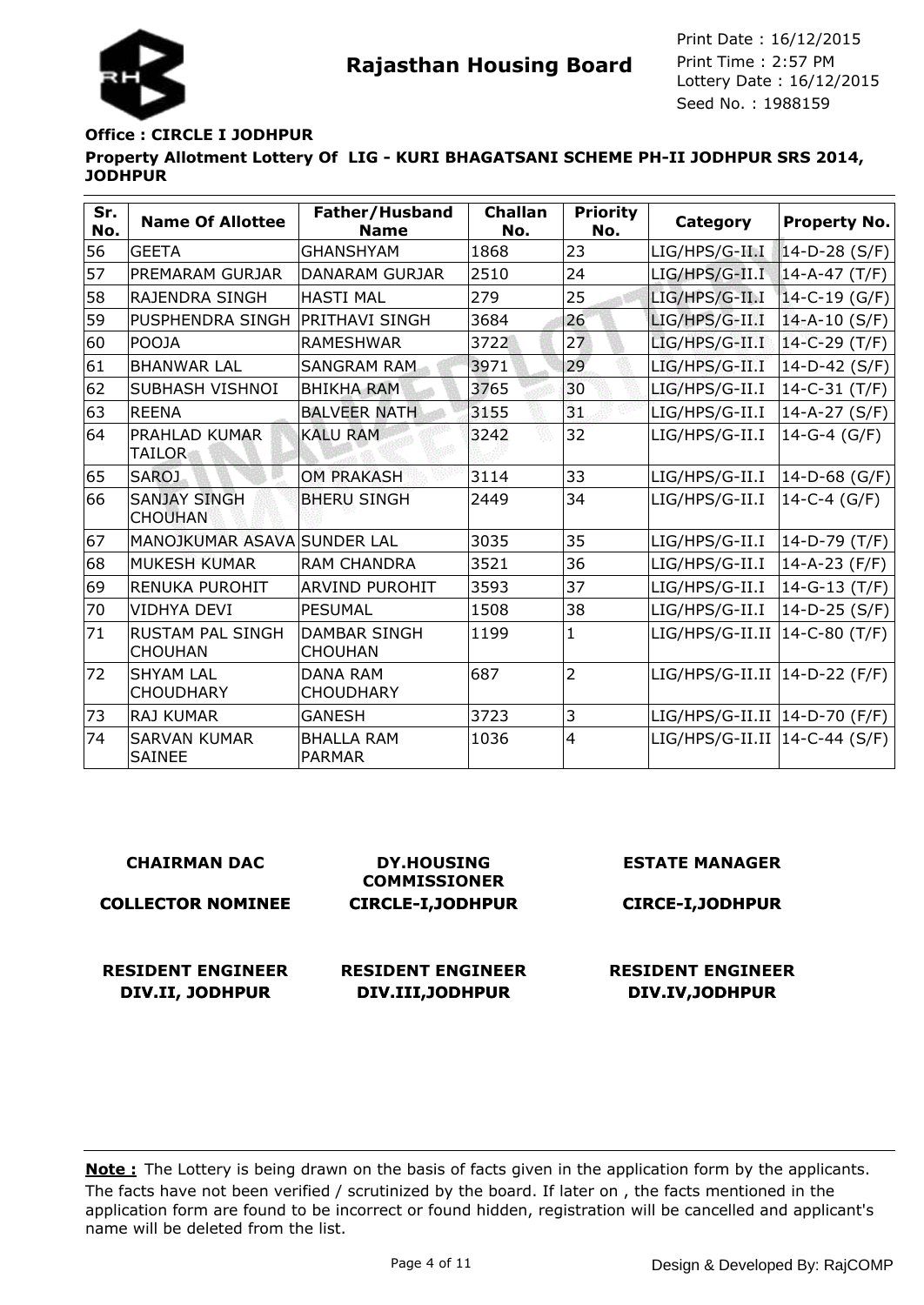**Rajasthan Housing Board**

Print Date : 16/12/2015
Print Time : 2:57 PM
Lottery Date : 16/12/2015
Seed No. : 1988159

**Office : CIRCLE I JODHPUR**

**Property Allotment Lottery Of LIG - KURI BHAGATSANI SCHEME PH-II JODHPUR SRS 2014, JODHPUR**

| Sr. No. | Name Of Allottee | Father/Husband Name | Challan No. | Priority No. | Category | Property No. |
|---|---|---|---|---|---|---|
| 56 | GEETA | GHANSHYAM | 1868 | 23 | LIG/HPS/G-II.I | 14-D-28 (S/F) |
| 57 | PREMARAM GURJAR | DANARAM GURJAR | 2510 | 24 | LIG/HPS/G-II.I | 14-A-47 (T/F) |
| 58 | RAJENDRA SINGH | HASTI MAL | 279 | 25 | LIG/HPS/G-II.I | 14-C-19 (G/F) |
| 59 | PUSPHENDRA SINGH | PRITHAVI SINGH | 3684 | 26 | LIG/HPS/G-II.I | 14-A-10 (S/F) |
| 60 | POOJA | RAMESHWAR | 3722 | 27 | LIG/HPS/G-II.I | 14-C-29 (T/F) |
| 61 | BHANWAR LAL | SANGRAM RAM | 3971 | 29 | LIG/HPS/G-II.I | 14-D-42 (S/F) |
| 62 | SUBHASH VISHNOI | BHIKHA RAM | 3765 | 30 | LIG/HPS/G-II.I | 14-C-31 (T/F) |
| 63 | REENA | BALVEER NATH | 3155 | 31 | LIG/HPS/G-II.I | 14-A-27 (S/F) |
| 64 | PRAHLAD KUMAR TAILOR | KALU RAM | 3242 | 32 | LIG/HPS/G-II.I | 14-G-4 (G/F) |
| 65 | SAROJ | OM PRAKASH | 3114 | 33 | LIG/HPS/G-II.I | 14-D-68 (G/F) |
| 66 | SANJAY SINGH CHOUHAN | BHERU SINGH | 2449 | 34 | LIG/HPS/G-II.I | 14-C-4 (G/F) |
| 67 | MANOJKUMAR ASAVA | SUNDER LAL | 3035 | 35 | LIG/HPS/G-II.I | 14-D-79 (T/F) |
| 68 | MUKESH KUMAR | RAM CHANDRA | 3521 | 36 | LIG/HPS/G-II.I | 14-A-23 (F/F) |
| 69 | RENUKA PUROHIT | ARVIND PUROHIT | 3593 | 37 | LIG/HPS/G-II.I | 14-G-13 (T/F) |
| 70 | VIDHYA DEVI | PESUMAL | 1508 | 38 | LIG/HPS/G-II.I | 14-D-25 (S/F) |
| 71 | RUSTAM PAL SINGH CHOUHAN | DAMBAR SINGH CHOUHAN | 1199 | 1 | LIG/HPS/G-II.II | 14-C-80 (T/F) |
| 72 | SHYAM LAL CHOUDHARY | DANA RAM CHOUDHARY | 687 | 2 | LIG/HPS/G-II.II | 14-D-22 (F/F) |
| 73 | RAJ KUMAR | GANESH | 3723 | 3 | LIG/HPS/G-II.II | 14-D-70 (F/F) |
| 74 | SARVAN KUMAR SAINEE | BHALLA RAM PARMAR | 1036 | 4 | LIG/HPS/G-II.II | 14-C-44 (S/F) |

**CHAIRMAN DAC**

**COLLECTOR NOMINEE**

**DY.HOUSING COMMISSIONER CIRCLE-I,JODHPUR**

**ESTATE MANAGER CIRCE-I,JODHPUR**

**RESIDENT ENGINEER DIV.II, JODHPUR**

**RESIDENT ENGINEER DIV.III,JODHPUR**

**RESIDENT ENGINEER DIV.IV,JODHPUR**

**Note :** The Lottery is being drawn on the basis of facts given in the application form by the applicants. The facts have not been verified / scrutinized by the board. If later on , the facts mentioned in the application form are found to be incorrect or found hidden, registration will be cancelled and applicant's name will be deleted from the list.

Design & Developed By: RajCOMP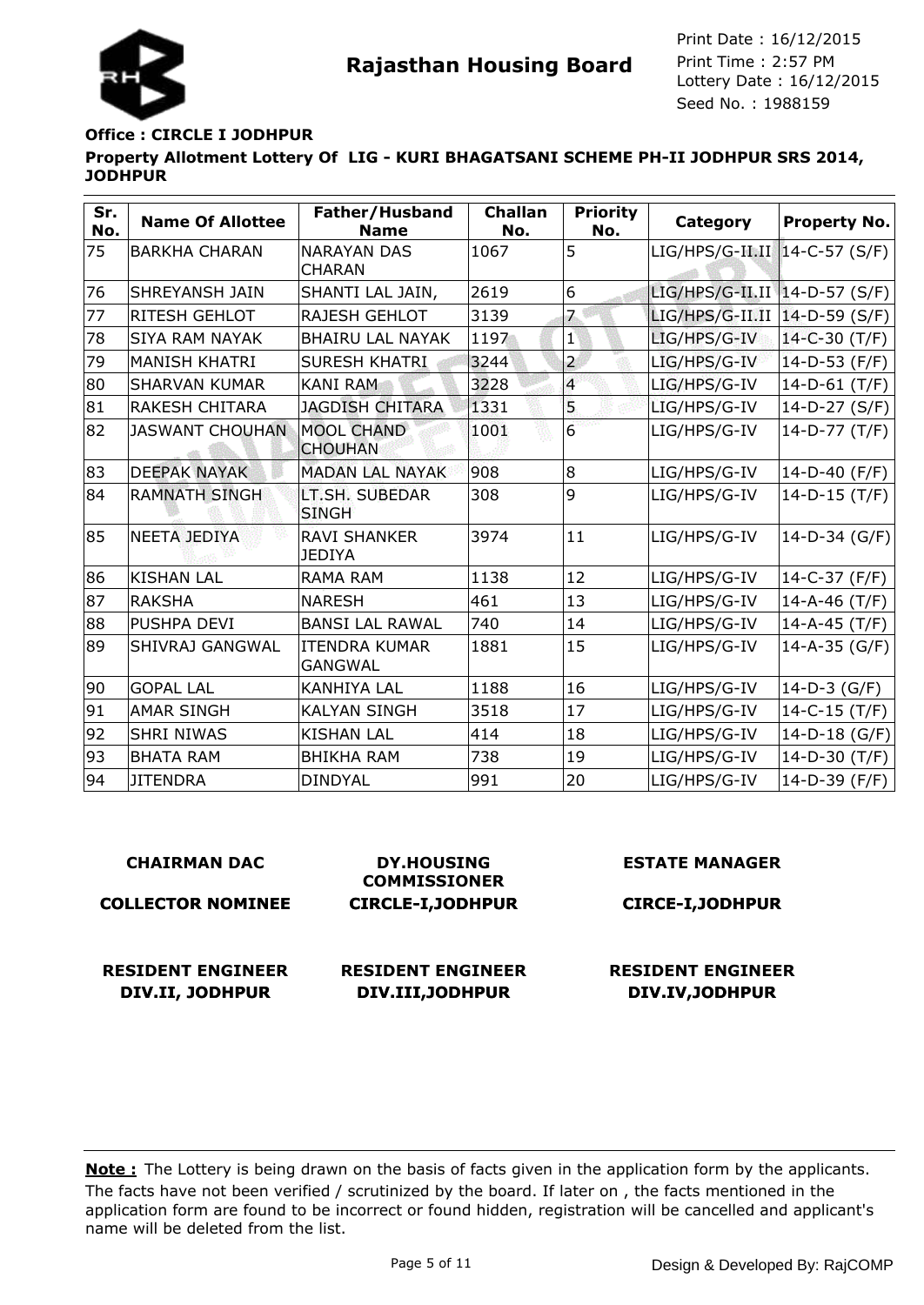**Rajasthan Housing Board**

Print Date : 16/12/2015
Print Time : 2:57 PM
Lottery Date : 16/12/2015
Seed No. : 1988159

**Office : CIRCLE I JODHPUR**

**Property Allotment Lottery Of LIG - KURI BHAGATSANI SCHEME PH-II JODHPUR SRS 2014, JODHPUR**

| Sr. No. | Name Of Allottee | Father/Husband Name | Challan No. | Priority No. | Category | Property No. |
|---|---|---|---|---|---|---|
| 75 | BARKHA CHARAN | NARAYAN DAS CHARAN | 1067 | 5 | LIG/HPS/G-II.II | 14-C-57 (S/F) |
| 76 | SHREYANSH JAIN | SHANTI LAL JAIN, | 2619 | 6 | LIG/HPS/G-II.II | 14-D-57 (S/F) |
| 77 | RITESH GEHLOT | RAJESH GEHLOT | 3139 | 7 | LIG/HPS/G-II.II | 14-D-59 (S/F) |
| 78 | SIYA RAM NAYAK | BHAIRU LAL NAYAK | 1197 | 1 | LIG/HPS/G-IV | 14-C-30 (T/F) |
| 79 | MANISH KHATRI | SURESH KHATRI | 3244 | 2 | LIG/HPS/G-IV | 14-D-53 (F/F) |
| 80 | SHARVAN KUMAR | KANI RAM | 3228 | 4 | LIG/HPS/G-IV | 14-D-61 (T/F) |
| 81 | RAKESH CHITARA | JAGDISH CHITARA | 1331 | 5 | LIG/HPS/G-IV | 14-D-27 (S/F) |
| 82 | JASWANT CHOUHAN | MOOL CHAND CHOUHAN | 1001 | 6 | LIG/HPS/G-IV | 14-D-77 (T/F) |
| 83 | DEEPAK NAYAK | MADAN LAL NAYAK | 908 | 8 | LIG/HPS/G-IV | 14-D-40 (F/F) |
| 84 | RAMNATH SINGH | LT.SH. SUBEDAR SINGH | 308 | 9 | LIG/HPS/G-IV | 14-D-15 (T/F) |
| 85 | NEETA JEDIYA | RAVI SHANKER JEDIYA | 3974 | 11 | LIG/HPS/G-IV | 14-D-34 (G/F) |
| 86 | KISHAN LAL | RAMA RAM | 1138 | 12 | LIG/HPS/G-IV | 14-C-37 (F/F) |
| 87 | RAKSHA | NARESH | 461 | 13 | LIG/HPS/G-IV | 14-A-46 (T/F) |
| 88 | PUSHPA DEVI | BANSI LAL RAWAL | 740 | 14 | LIG/HPS/G-IV | 14-A-45 (T/F) |
| 89 | SHIVRAJ GANGWAL | ITENDRA KUMAR GANGWAL | 1881 | 15 | LIG/HPS/G-IV | 14-A-35 (G/F) |
| 90 | GOPAL LAL | KANHIYA LAL | 1188 | 16 | LIG/HPS/G-IV | 14-D-3 (G/F) |
| 91 | AMAR SINGH | KALYAN SINGH | 3518 | 17 | LIG/HPS/G-IV | 14-C-15 (T/F) |
| 92 | SHRI NIWAS | KISHAN LAL | 414 | 18 | LIG/HPS/G-IV | 14-D-18 (G/F) |
| 93 | BHATA RAM | BHIKHA RAM | 738 | 19 | LIG/HPS/G-IV | 14-D-30 (T/F) |
| 94 | JITENDRA | DINDYAL | 991 | 20 | LIG/HPS/G-IV | 14-D-39 (F/F) |

**CHAIRMAN DAC**
**COLLECTOR NOMINEE**

**DY.HOUSING COMMISSIONER**
**CIRCLE-I,JODHPUR**

**ESTATE MANAGER**
**CIRCE-I,JODHPUR**

**RESIDENT ENGINEER**
**DIV.II, JODHPUR**

**RESIDENT ENGINEER**
**DIV.III,JODHPUR**

**RESIDENT ENGINEER**
**DIV.IV,JODHPUR**

**Note :** The Lottery is being drawn on the basis of facts given in the application form by the applicants. The facts have not been verified / scrutinized by the board. If later on , the facts mentioned in the application form are found to be incorrect or found hidden, registration will be cancelled and applicant's name will be deleted from the list.

Design & Developed By: RajCOMP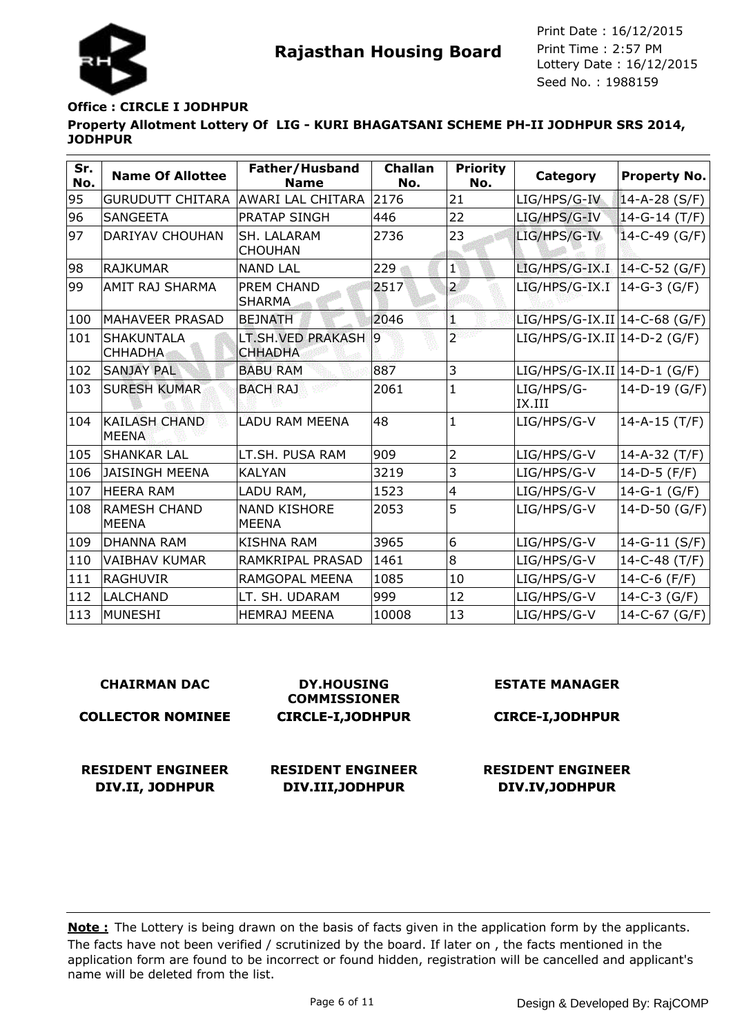**Rajasthan Housing Board**

Print Date : 16/12/2015
Print Time : 2:57 PM
Lottery Date : 16/12/2015
Seed No. : 1988159

**Office : CIRCLE I JODHPUR**

**Property Allotment Lottery Of LIG - KURI BHAGATSANI SCHEME PH-II JODHPUR SRS 2014, JODHPUR**

| Sr. No. | Name Of Allottee | Father/Husband Name | Challan No. | Priority No. | Category | Property No. |
|---|---|---|---|---|---|---|
| 95 | GURUDUTT CHITARA | AWARI LAL CHITARA | 2176 | 21 | LIG/HPS/G-IV | 14-A-28 (S/F) |
| 96 | SANGEETA | PRATAP SINGH | 446 | 22 | LIG/HPS/G-IV | 14-G-14 (T/F) |
| 97 | DARIYAV CHOUHAN | SH. LALARAM CHOUHAN | 2736 | 23 | LIG/HPS/G-IV | 14-C-49 (G/F) |
| 98 | RAJKUMAR | NAND LAL | 229 | 1 | LIG/HPS/G-IX.I | 14-C-52 (G/F) |
| 99 | AMIT RAJ SHARMA | PREM CHAND SHARMA | 2517 | 2 | LIG/HPS/G-IX.I | 14-G-3 (G/F) |
| 100 | MAHAVEER PRASAD | BEJNATH | 2046 | 1 | LIG/HPS/G-IX.II | 14-C-68 (G/F) |
| 101 | SHAKUNTALA CHHADHA | LT.SH.VED PRAKASH CHHADHA | 9 | 2 | LIG/HPS/G-IX.II | 14-D-2 (G/F) |
| 102 | SANJAY PAL | BABU RAM | 887 | 3 | LIG/HPS/G-IX.II | 14-D-1 (G/F) |
| 103 | SURESH KUMAR | BACH RAJ | 2061 | 1 | LIG/HPS/G-IX.III | 14-D-19 (G/F) |
| 104 | KAILASH CHAND MEENA | LADU RAM MEENA | 48 | 1 | LIG/HPS/G-V | 14-A-15 (T/F) |
| 105 | SHANKAR LAL | LT.SH. PUSA RAM | 909 | 2 | LIG/HPS/G-V | 14-A-32 (T/F) |
| 106 | JAISINGH MEENA | KALYAN | 3219 | 3 | LIG/HPS/G-V | 14-D-5 (F/F) |
| 107 | HEERA RAM | LADU RAM, | 1523 | 4 | LIG/HPS/G-V | 14-G-1 (G/F) |
| 108 | RAMESH CHAND MEENA | NAND KISHORE MEENA | 2053 | 5 | LIG/HPS/G-V | 14-D-50 (G/F) |
| 109 | DHANNA RAM | KISHNA RAM | 3965 | 6 | LIG/HPS/G-V | 14-G-11 (S/F) |
| 110 | VAIBHAV KUMAR | RAMKRIPAL PRASAD | 1461 | 8 | LIG/HPS/G-V | 14-C-48 (T/F) |
| 111 | RAGHUVIR | RAMGOPAL MEENA | 1085 | 10 | LIG/HPS/G-V | 14-C-6 (F/F) |
| 112 | LALCHAND | LT. SH. UDARAM | 999 | 12 | LIG/HPS/G-V | 14-C-3 (G/F) |
| 113 | MUNESHI | HEMRAJ MEENA | 10008 | 13 | LIG/HPS/G-V | 14-C-67 (G/F) |

**CHAIRMAN DAC**

**COLLECTOR NOMINEE**

**DY.HOUSING COMMISSIONER CIRCLE-I,JODHPUR**

**ESTATE MANAGER CIRCE-I,JODHPUR**

**RESIDENT ENGINEER DIV.II, JODHPUR**

**RESIDENT ENGINEER DIV.III,JODHPUR**

**RESIDENT ENGINEER DIV.IV,JODHPUR**

**Note :** The Lottery is being drawn on the basis of facts given in the application form by the applicants. The facts have not been verified / scrutinized by the board. If later on , the facts mentioned in the application form are found to be incorrect or found hidden, registration will be cancelled and applicant's name will be deleted from the list.

Design & Developed By: RajCOMP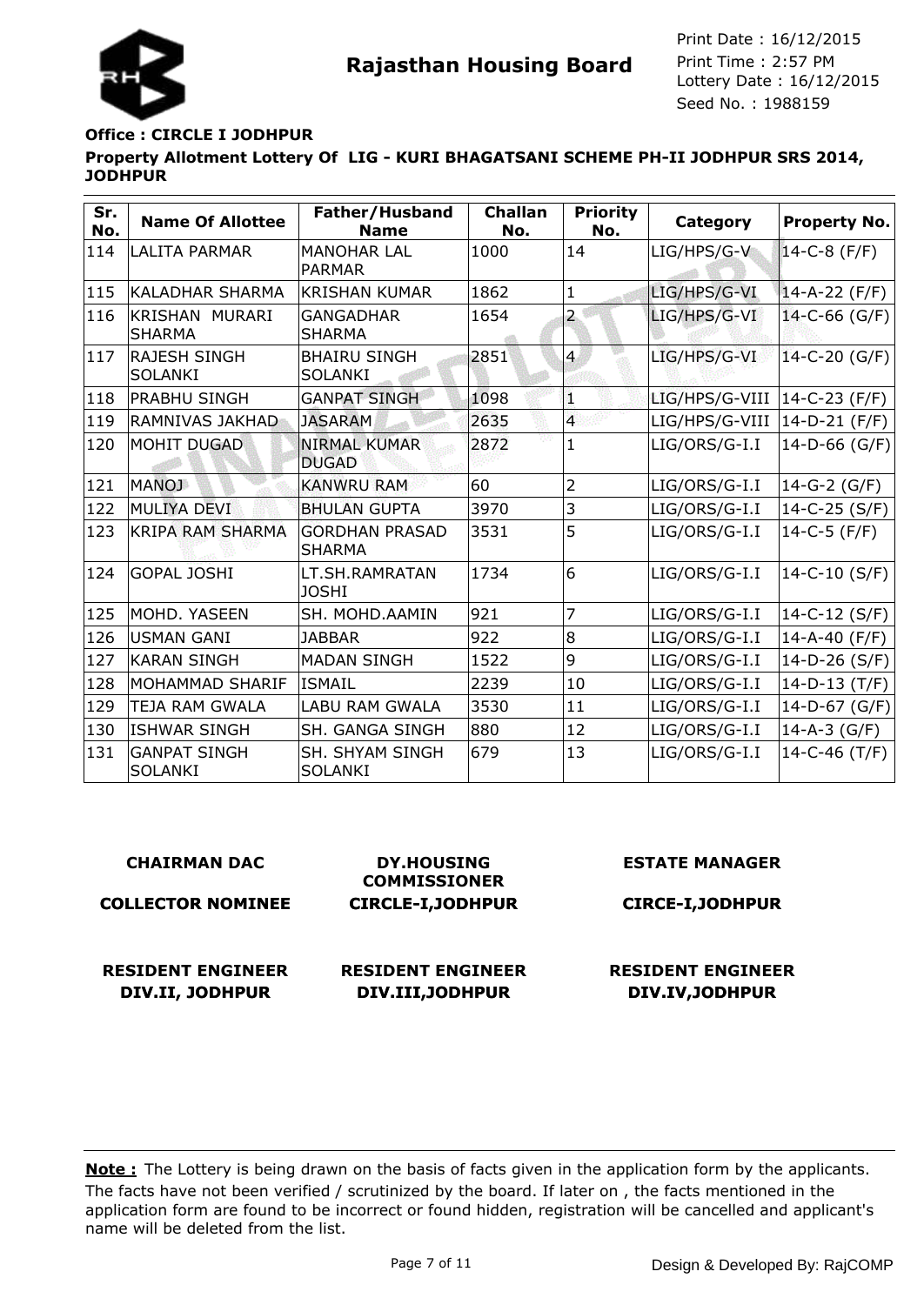**Rajasthan Housing Board**

Print Date : 16/12/2015
Print Time : 2:57 PM
Lottery Date : 16/12/2015
Seed No. : 1988159

**Office : CIRCLE I JODHPUR**

**Property Allotment Lottery Of LIG - KURI BHAGATSANI SCHEME PH-II JODHPUR SRS 2014, JODHPUR**

| Sr. No. | Name Of Allottee | Father/Husband Name | Challan No. | Priority No. | Category | Property No. |
|---|---|---|---|---|---|---|
| 114 | LALITA PARMAR | MANOHAR LAL PARMAR | 1000 | 14 | LIG/HPS/G-V | 14-C-8 (F/F) |
| 115 | KALADHAR SHARMA | KRISHAN KUMAR | 1862 | 1 | LIG/HPS/G-VI | 14-A-22 (F/F) |
| 116 | KRISHAN MURARI SHARMA | GANGADHAR SHARMA | 1654 | 2 | LIG/HPS/G-VI | 14-C-66 (G/F) |
| 117 | RAJESH SINGH SOLANKI | BHAIRU SINGH SOLANKI | 2851 | 4 | LIG/HPS/G-VI | 14-C-20 (G/F) |
| 118 | PRABHU SINGH | GANPAT SINGH | 1098 | 1 | LIG/HPS/G-VIII | 14-C-23 (F/F) |
| 119 | RAMNIVAS JAKHAD | JASARAM | 2635 | 4 | LIG/HPS/G-VIII | 14-D-21 (F/F) |
| 120 | MOHIT DUGAD | NIRMAL KUMAR DUGAD | 2872 | 1 | LIG/ORS/G-I.I | 14-D-66 (G/F) |
| 121 | MANOJ | KANWRU RAM | 60 | 2 | LIG/ORS/G-I.I | 14-G-2 (G/F) |
| 122 | MULIYA DEVI | BHULAN GUPTA | 3970 | 3 | LIG/ORS/G-I.I | 14-C-25 (S/F) |
| 123 | KRIPA RAM SHARMA | GORDHAN PRASAD SHARMA | 3531 | 5 | LIG/ORS/G-I.I | 14-C-5 (F/F) |
| 124 | GOPAL JOSHI | LT.SH.RAMRATAN JOSHI | 1734 | 6 | LIG/ORS/G-I.I | 14-C-10 (S/F) |
| 125 | MOHD. YASEEN | SH. MOHD.AAMIN | 921 | 7 | LIG/ORS/G-I.I | 14-C-12 (S/F) |
| 126 | USMAN GANI | JABBAR | 922 | 8 | LIG/ORS/G-I.I | 14-A-40 (F/F) |
| 127 | KARAN SINGH | MADAN SINGH | 1522 | 9 | LIG/ORS/G-I.I | 14-D-26 (S/F) |
| 128 | MOHAMMAD SHARIF | ISMAIL | 2239 | 10 | LIG/ORS/G-I.I | 14-D-13 (T/F) |
| 129 | TEJA RAM GWALA | LABU RAM GWALA | 3530 | 11 | LIG/ORS/G-I.I | 14-D-67 (G/F) |
| 130 | ISHWAR SINGH | SH. GANGA SINGH | 880 | 12 | LIG/ORS/G-I.I | 14-A-3 (G/F) |
| 131 | GANPAT SINGH SOLANKI | SH. SHYAM SINGH SOLANKI | 679 | 13 | LIG/ORS/G-I.I | 14-C-46 (T/F) |

**CHAIRMAN DAC**

**COLLECTOR NOMINEE**

**DY.HOUSING COMMISSIONER CIRCLE-I,JODHPUR**

**ESTATE MANAGER CIRCE-I,JODHPUR**

**RESIDENT ENGINEER DIV.II, JODHPUR**

**RESIDENT ENGINEER DIV.III,JODHPUR**

**RESIDENT ENGINEER DIV.IV,JODHPUR**

**Note :** The Lottery is being drawn on the basis of facts given in the application form by the applicants. The facts have not been verified / scrutinized by the board. If later on , the facts mentioned in the application form are found to be incorrect or found hidden, registration will be cancelled and applicant's name will be deleted from the list.

Design & Developed By: RajCOMP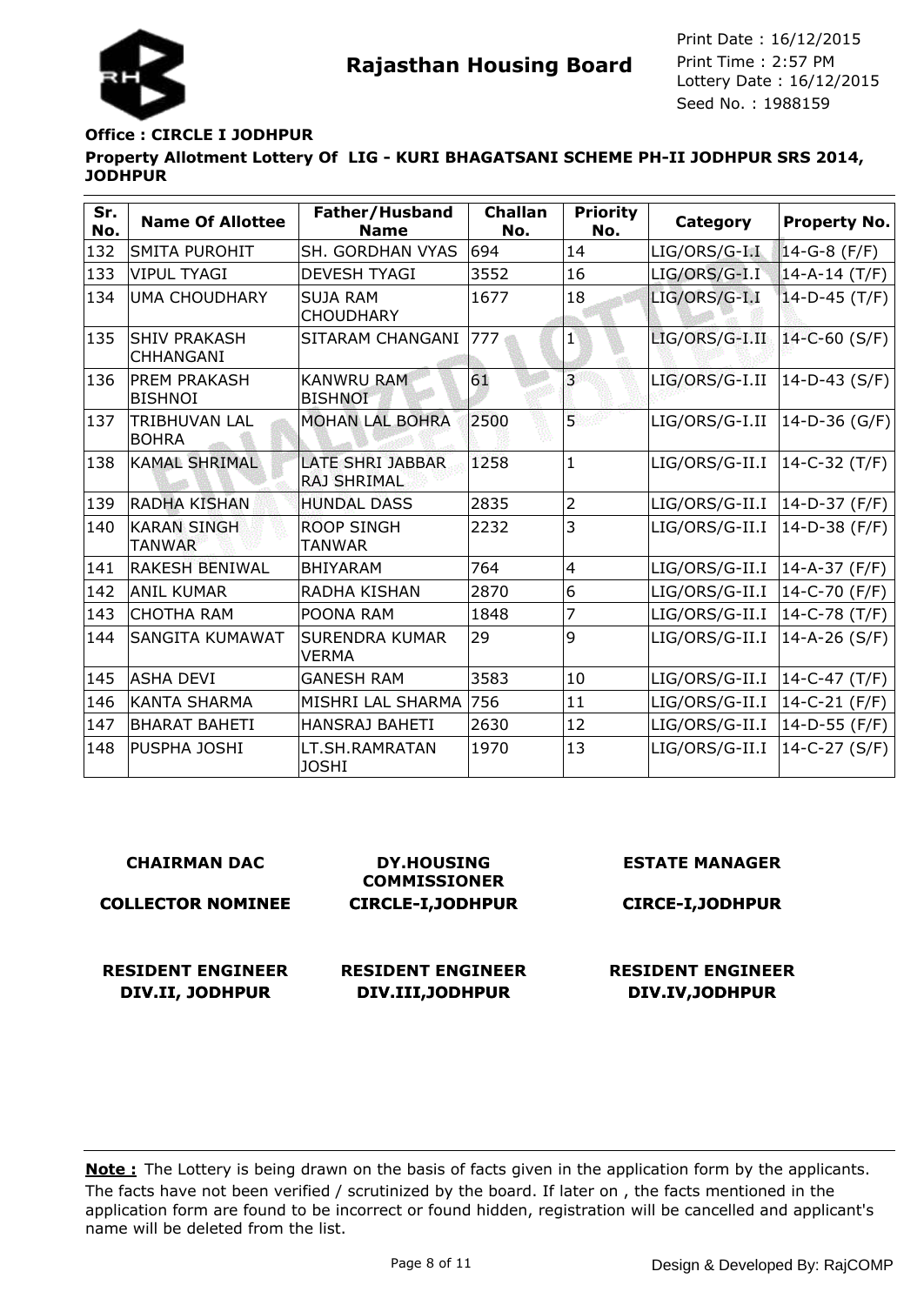**Rajasthan Housing Board**

Print Date : 16/12/2015
Print Time : 2:57 PM
Lottery Date : 16/12/2015
Seed No. : 1988159

**Office : CIRCLE I JODHPUR**

**Property Allotment Lottery Of LIG - KURI BHAGATSANI SCHEME PH-II JODHPUR SRS 2014, JODHPUR**

| Sr. No. | Name Of Allottee | Father/Husband Name | Challan No. | Priority No. | Category | Property No. |
|---|---|---|---|---|---|---|
| 132 | SMITA PUROHIT | SH. GORDHAN VYAS | 694 | 14 | LIG/ORS/G-I.I | 14-G-8 (F/F) |
| 133 | VIPUL TYAGI | DEVESH TYAGI | 3552 | 16 | LIG/ORS/G-I.I | 14-A-14 (T/F) |
| 134 | UMA CHOUDHARY | SUJA RAM CHOUDHARY | 1677 | 18 | LIG/ORS/G-I.I | 14-D-45 (T/F) |
| 135 | SHIV PRAKASH CHHANGANI | SITARAM CHANGANI | 777 | 1 | LIG/ORS/G-I.II | 14-C-60 (S/F) |
| 136 | PREM PRAKASH BISHNOI | KANWRU RAM BISHNOI | 61 | 3 | LIG/ORS/G-I.II | 14-D-43 (S/F) |
| 137 | TRIBHUVAN LAL BOHRA | MOHAN LAL BOHRA | 2500 | 5 | LIG/ORS/G-I.II | 14-D-36 (G/F) |
| 138 | KAMAL SHRIMAL | LATE SHRI JABBAR RAJ SHRIMAL | 1258 | 1 | LIG/ORS/G-II.I | 14-C-32 (T/F) |
| 139 | RADHA KISHAN | HUNDAL DASS | 2835 | 2 | LIG/ORS/G-II.I | 14-D-37 (F/F) |
| 140 | KARAN SINGH TANWAR | ROOP SINGH TANWAR | 2232 | 3 | LIG/ORS/G-II.I | 14-D-38 (F/F) |
| 141 | RAKESH BENIWAL | BHIYARAM | 764 | 4 | LIG/ORS/G-II.I | 14-A-37 (F/F) |
| 142 | ANIL KUMAR | RADHA KISHAN | 2870 | 6 | LIG/ORS/G-II.I | 14-C-70 (F/F) |
| 143 | CHOTHA RAM | POONA RAM | 1848 | 7 | LIG/ORS/G-II.I | 14-C-78 (T/F) |
| 144 | SANGITA KUMAWAT | SURENDRA KUMAR VERMA | 29 | 9 | LIG/ORS/G-II.I | 14-A-26 (S/F) |
| 145 | ASHA DEVI | GANESH RAM | 3583 | 10 | LIG/ORS/G-II.I | 14-C-47 (T/F) |
| 146 | KANTA SHARMA | MISHRI LAL SHARMA | 756 | 11 | LIG/ORS/G-II.I | 14-C-21 (F/F) |
| 147 | BHARAT BAHETI | HANSRAJ BAHETI | 2630 | 12 | LIG/ORS/G-II.I | 14-D-55 (F/F) |
| 148 | PUSPHA JOSHI | LT.SH.RAMRATAN JOSHI | 1970 | 13 | LIG/ORS/G-II.I | 14-C-27 (S/F) |

**CHAIRMAN DAC**
**COLLECTOR NOMINEE**

**DY.HOUSING COMMISSIONER**
**CIRCLE-I,JODHPUR**

**ESTATE MANAGER**
**CIRCE-I,JODHPUR**

**RESIDENT ENGINEER**
**DIV.II, JODHPUR**

**RESIDENT ENGINEER**
**DIV.III,JODHPUR**

**RESIDENT ENGINEER**
**DIV.IV,JODHPUR**

**Note :** The Lottery is being drawn on the basis of facts given in the application form by the applicants. The facts have not been verified / scrutinized by the board. If later on , the facts mentioned in the application form are found to be incorrect or found hidden, registration will be cancelled and applicant's name will be deleted from the list.

Design & Developed By: RajCOMP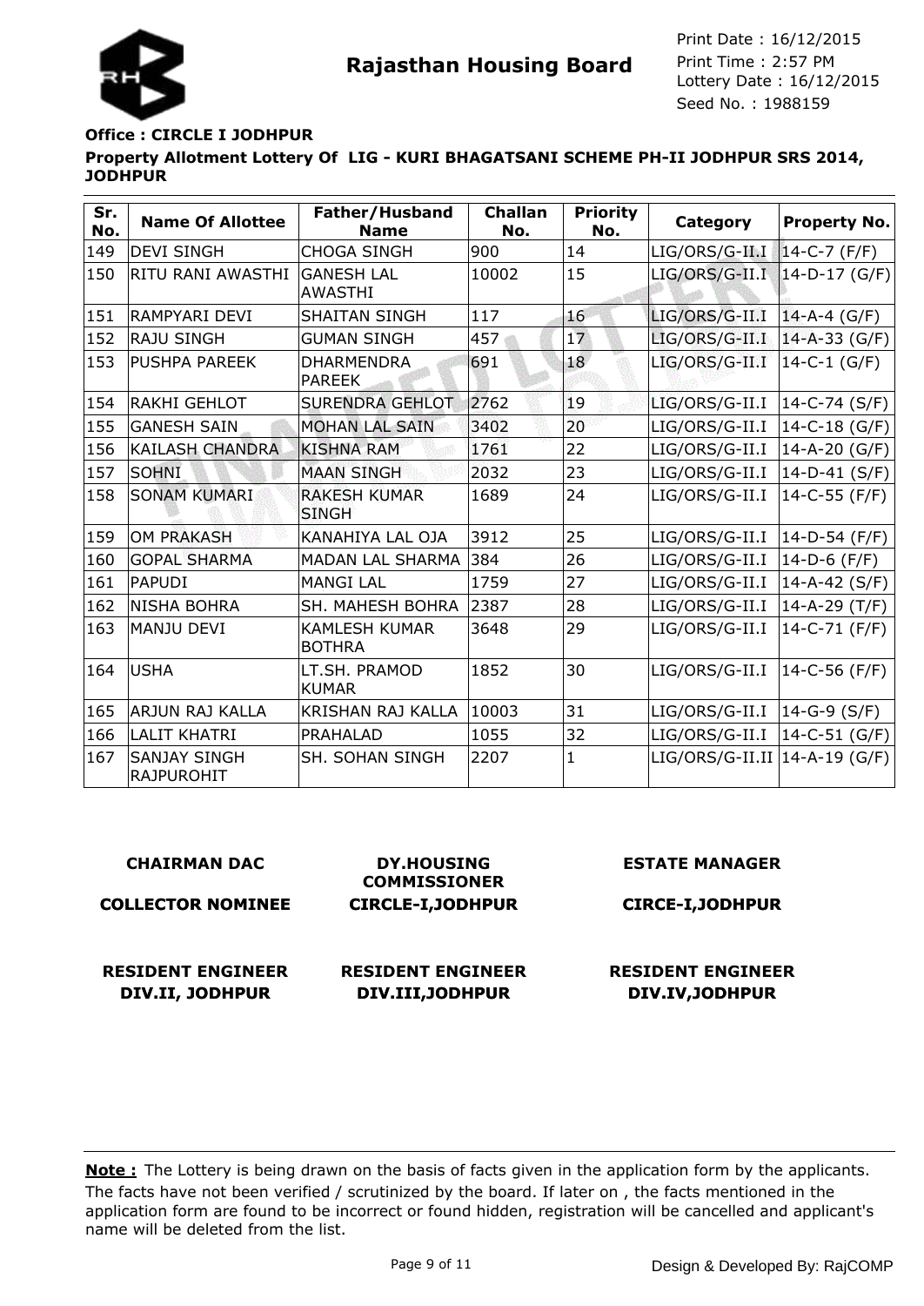# Rajasthan Housing Board

Print Date : 16/12/2015
Print Time : 2:57 PM
Lottery Date : 16/12/2015
Seed No. : 1988159

**Office : CIRCLE I JODHPUR**

**Property Allotment Lottery Of LIG - KURI BHAGATSANI SCHEME PH-II JODHPUR SRS 2014, JODHPUR**

| Sr. No. | Name Of Allottee | Father/Husband Name | Challan No. | Priority No. | Category | Property No. |
|---|---|---|---|---|---|---|
| 149 | DEVI SINGH | CHOGA SINGH | 900 | 14 | LIG/ORS/G-II.I | 14-C-7 (F/F) |
| 150 | RITU RANI AWASTHI | GANESH LAL AWASTHI | 10002 | 15 | LIG/ORS/G-II.I | 14-D-17 (G/F) |
| 151 | RAMPYARI DEVI | SHAITAN SINGH | 117 | 16 | LIG/ORS/G-II.I | 14-A-4 (G/F) |
| 152 | RAJU SINGH | GUMAN SINGH | 457 | 17 | LIG/ORS/G-II.I | 14-A-33 (G/F) |
| 153 | PUSHPA PAREEK | DHARMENDRA PAREEK | 691 | 18 | LIG/ORS/G-II.I | 14-C-1 (G/F) |
| 154 | RAKHI GEHLOT | SURENDRA GEHLOT | 2762 | 19 | LIG/ORS/G-II.I | 14-C-74 (S/F) |
| 155 | GANESH SAIN | MOHAN LAL SAIN | 3402 | 20 | LIG/ORS/G-II.I | 14-C-18 (G/F) |
| 156 | KAILASH CHANDRA | KISHNA RAM | 1761 | 22 | LIG/ORS/G-II.I | 14-A-20 (G/F) |
| 157 | SOHNI | MAAN SINGH | 2032 | 23 | LIG/ORS/G-II.I | 14-D-41 (S/F) |
| 158 | SONAM KUMARI | RAKESH KUMAR SINGH | 1689 | 24 | LIG/ORS/G-II.I | 14-C-55 (F/F) |
| 159 | OM PRAKASH | KANAHIYA LAL OJA | 3912 | 25 | LIG/ORS/G-II.I | 14-D-54 (F/F) |
| 160 | GOPAL SHARMA | MADAN LAL SHARMA | 384 | 26 | LIG/ORS/G-II.I | 14-D-6 (F/F) |
| 161 | PAPUDI | MANGI LAL | 1759 | 27 | LIG/ORS/G-II.I | 14-A-42 (S/F) |
| 162 | NISHA BOHRA | SH. MAHESH BOHRA | 2387 | 28 | LIG/ORS/G-II.I | 14-A-29 (T/F) |
| 163 | MANJU DEVI | KAMLESH KUMAR BOTHRA | 3648 | 29 | LIG/ORS/G-II.I | 14-C-71 (F/F) |
| 164 | USHA | LT.SH. PRAMOD KUMAR | 1852 | 30 | LIG/ORS/G-II.I | 14-C-56 (F/F) |
| 165 | ARJUN RAJ KALLA | KRISHAN RAJ KALLA | 10003 | 31 | LIG/ORS/G-II.I | 14-G-9 (S/F) |
| 166 | LALIT KHATRI | PRAHALAD | 1055 | 32 | LIG/ORS/G-II.I | 14-C-51 (G/F) |
| 167 | SANJAY SINGH RAJPUROHIT | SH. SOHAN SINGH | 2207 | 1 | LIG/ORS/G-II.II | 14-A-19 (G/F) |

**CHAIRMAN DAC**

**COLLECTOR NOMINEE**

**DY.HOUSING COMMISSIONER**

**CIRCLE-I,JODHPUR**

**ESTATE MANAGER**

**CIRCE-I,JODHPUR**

**RESIDENT ENGINEER DIV.II, JODHPUR**

**RESIDENT ENGINEER DIV.III,JODHPUR**

**RESIDENT ENGINEER DIV.IV,JODHPUR**

**Note :** The Lottery is being drawn on the basis of facts given in the application form by the applicants. The facts have not been verified / scrutinized by the board. If later on , the facts mentioned in the application form are found to be incorrect or found hidden, registration will be cancelled and applicant's name will be deleted from the list.

Design & Developed By: RajCOMP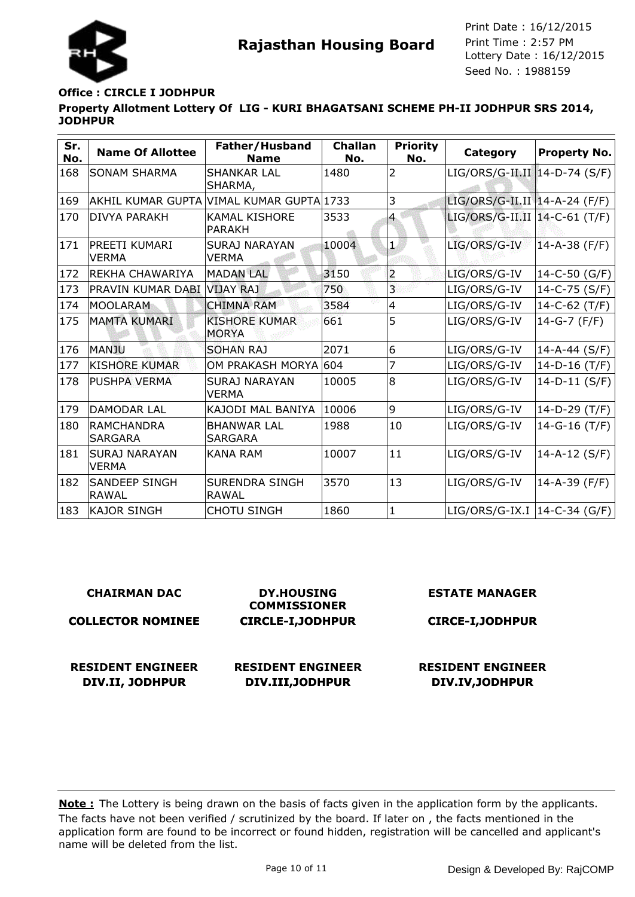# Rajasthan Housing Board

Print Date : 16/12/2015
Print Time : 2:57 PM
Lottery Date : 16/12/2015
Seed No. : 1988159

**Office : CIRCLE I JODHPUR**

**Property Allotment Lottery Of LIG - KURI BHAGATSANI SCHEME PH-II JODHPUR SRS 2014, JODHPUR**

| Sr. No. | Name Of Allottee | Father/Husband Name | Challan No. | Priority No. | Category | Property No. |
|---|---|---|---|---|---|---|
| 168 | SONAM SHARMA | SHANKAR LAL SHARMA, | 1480 | 2 | LIG/ORS/G-II.II | 14-D-74 (S/F) |
| 169 | AKHIL KUMAR GUPTA | VIMAL KUMAR GUPTA | 1733 | 3 | LIG/ORS/G-II.II | 14-A-24 (F/F) |
| 170 | DIVYA PARAKH | KAMAL KISHORE PARAKH | 3533 | 4 | LIG/ORS/G-II.II | 14-C-61 (T/F) |
| 171 | PREETI KUMARI VERMA | SURAJ NARAYAN VERMA | 10004 | 1 | LIG/ORS/G-IV | 14-A-38 (F/F) |
| 172 | REKHA CHAWARIYA | MADAN LAL | 3150 | 2 | LIG/ORS/G-IV | 14-C-50 (G/F) |
| 173 | PRAVIN KUMAR DABI | VIJAY RAJ | 750 | 3 | LIG/ORS/G-IV | 14-C-75 (S/F) |
| 174 | MOOLARAM | CHIMNA RAM | 3584 | 4 | LIG/ORS/G-IV | 14-C-62 (T/F) |
| 175 | MAMTA KUMARI | KISHORE KUMAR MORYA | 661 | 5 | LIG/ORS/G-IV | 14-G-7 (F/F) |
| 176 | MANJU | SOHAN RAJ | 2071 | 6 | LIG/ORS/G-IV | 14-A-44 (S/F) |
| 177 | KISHORE KUMAR | OM PRAKASH MORYA | 604 | 7 | LIG/ORS/G-IV | 14-D-16 (T/F) |
| 178 | PUSHPA VERMA | SURAJ NARAYAN VERMA | 10005 | 8 | LIG/ORS/G-IV | 14-D-11 (S/F) |
| 179 | DAMODAR LAL | KAJODI MAL BANIYA | 10006 | 9 | LIG/ORS/G-IV | 14-D-29 (T/F) |
| 180 | RAMCHANDRA SARGARA | BHANWAR LAL SARGARA | 1988 | 10 | LIG/ORS/G-IV | 14-G-16 (T/F) |
| 181 | SURAJ NARAYAN VERMA | KANA RAM | 10007 | 11 | LIG/ORS/G-IV | 14-A-12 (S/F) |
| 182 | SANDEEP SINGH RAWAL | SURENDRA SINGH RAWAL | 3570 | 13 | LIG/ORS/G-IV | 14-A-39 (F/F) |
| 183 | KAJOR SINGH | CHOTU SINGH | 1860 | 1 | LIG/ORS/G-IX.I | 14-C-34 (G/F) |

**CHAIRMAN DAC**

**COLLECTOR NOMINEE**

**DY.HOUSING COMMISSIONER CIRCLE-I,JODHPUR**

**ESTATE MANAGER CIRCE-I,JODHPUR**

**RESIDENT ENGINEER DIV.II, JODHPUR**

**RESIDENT ENGINEER DIV.III,JODHPUR**

**RESIDENT ENGINEER DIV.IV,JODHPUR**

**Note :** The Lottery is being drawn on the basis of facts given in the application form by the applicants. The facts have not been verified / scrutinized by the board. If later on , the facts mentioned in the application form are found to be incorrect or found hidden, registration will be cancelled and applicant's name will be deleted from the list.

Design & Developed By: RajCOMP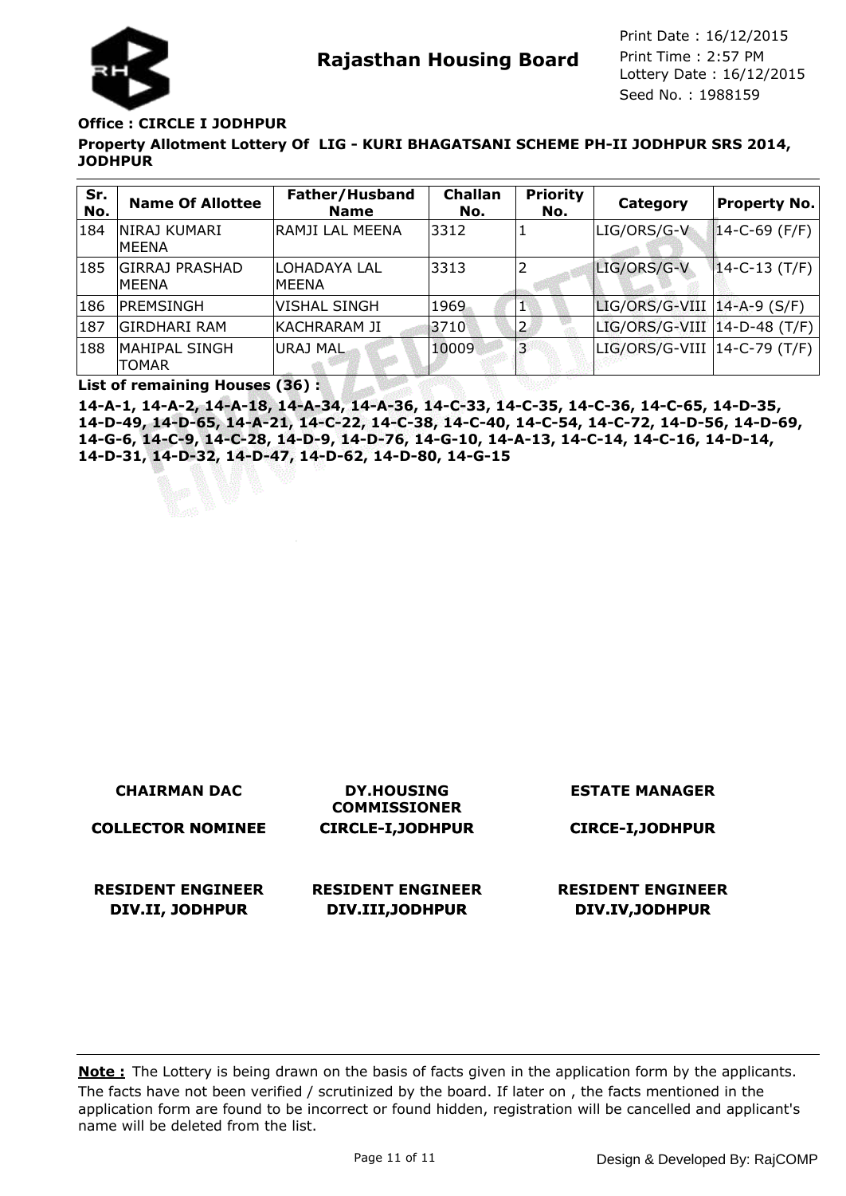# Rajasthan Housing Board

Print Date : 16/12/2015
Print Time : 2:57 PM
Lottery Date : 16/12/2015
Seed No. : 1988159

**Office : CIRCLE I JODHPUR**

**Property Allotment Lottery Of LIG - KURI BHAGATSANI SCHEME PH-II JODHPUR SRS 2014, JODHPUR**

| Sr. No. | Name Of Allottee | Father/Husband Name | Challan No. | Priority No. | Category | Property No. |
|---|---|---|---|---|---|---|
| 184 | NIRAJ KUMARI MEENA | RAMJI LAL MEENA | 3312 | 1 | LIG/ORS/G-V | 14-C-69 (F/F) |
| 185 | GIRRAJ PRASHAD MEENA | LOHADAYA LAL MEENA | 3313 | 2 | LIG/ORS/G-V | 14-C-13 (T/F) |
| 186 | PREMSINGH | VISHAL SINGH | 1969 | 1 | LIG/ORS/G-VIII | 14-A-9 (S/F) |
| 187 | GIRDHARI RAM | KACHRARAM JI | 3710 | 2 | LIG/ORS/G-VIII | 14-D-48 (T/F) |
| 188 | MAHIPAL SINGH TOMAR | URAJ MAL | 10009 | 3 | LIG/ORS/G-VIII | 14-C-79 (T/F) |

**List of remaining Houses (36) :**

**14-A-1, 14-A-2, 14-A-18, 14-A-34, 14-A-36, 14-C-33, 14-C-35, 14-C-36, 14-C-65, 14-D-35, 14-D-49, 14-D-65, 14-A-21, 14-C-22, 14-C-38, 14-C-40, 14-C-54, 14-C-72, 14-D-56, 14-D-69, 14-G-6, 14-C-9, 14-C-28, 14-D-9, 14-D-76, 14-G-10, 14-A-13, 14-C-14, 14-C-16, 14-D-14, 14-D-31, 14-D-32, 14-D-47, 14-D-62, 14-D-80, 14-G-15**

| | | |
|---|---|---|
| **CHAIRMAN DAC** | **DY.HOUSING COMMISSIONER** | **ESTATE MANAGER** |
| **COLLECTOR NOMINEE** | **CIRCLE-I,JODHPUR** | **CIRCE-I,JODHPUR** |
| **RESIDENT ENGINEER DIV.II, JODHPUR** | **RESIDENT ENGINEER DIV.III,JODHPUR** | **RESIDENT ENGINEER DIV.IV,JODHPUR** |

**Note :** The Lottery is being drawn on the basis of facts given in the application form by the applicants. The facts have not been verified / scrutinized by the board. If later on , the facts mentioned in the application form are found to be incorrect or found hidden, registration will be cancelled and applicant's name will be deleted from the list.

Design & Developed By: RajCOMP